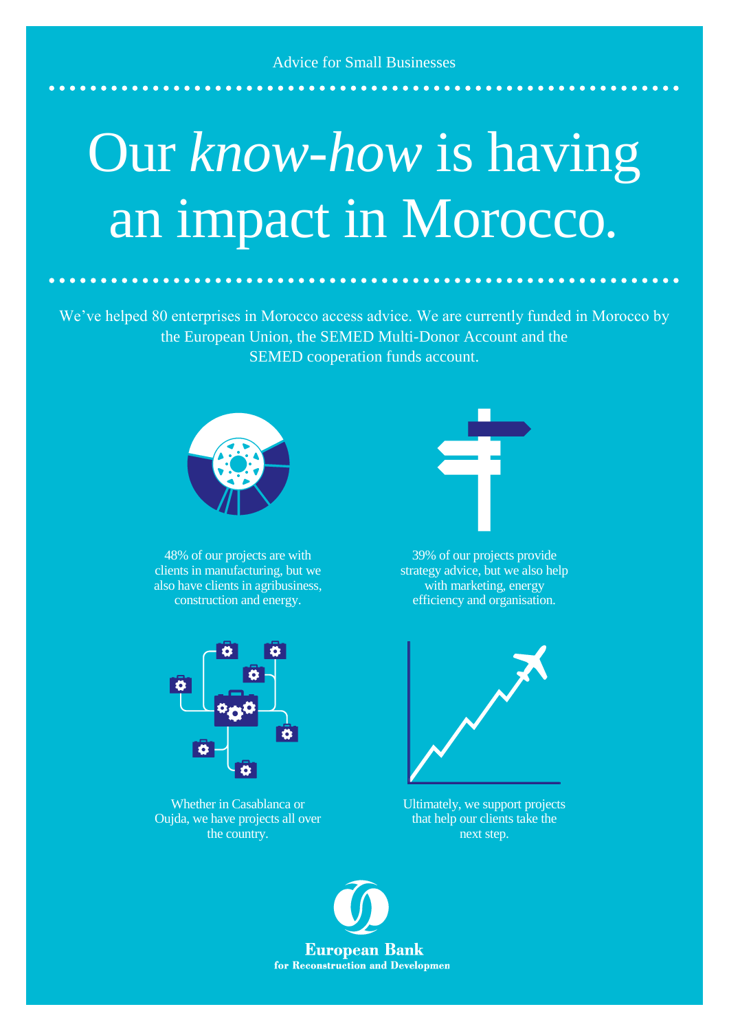Advice for Small Businesses

# Our *know-how* is having an impact in Morocco.

We've helped 80 enterprises in Morocco access advice. We are currently funded in Morocco by the European Union, the SEMED Multi-Donor Account and the SEMED cooperation funds account.

48% of our projects are with clients in manufacturing, but we also have clients in agribusiness, construction and energy.

39% of our projects provide strategy advice, but we also help with marketing, energy efficiency and organisation.

Whether in Casablanca or Oujda, we have projects all over the country.

Ultimately, we support projects that help our clients take the next step.

**European Bank for Reconstruction and Developmen**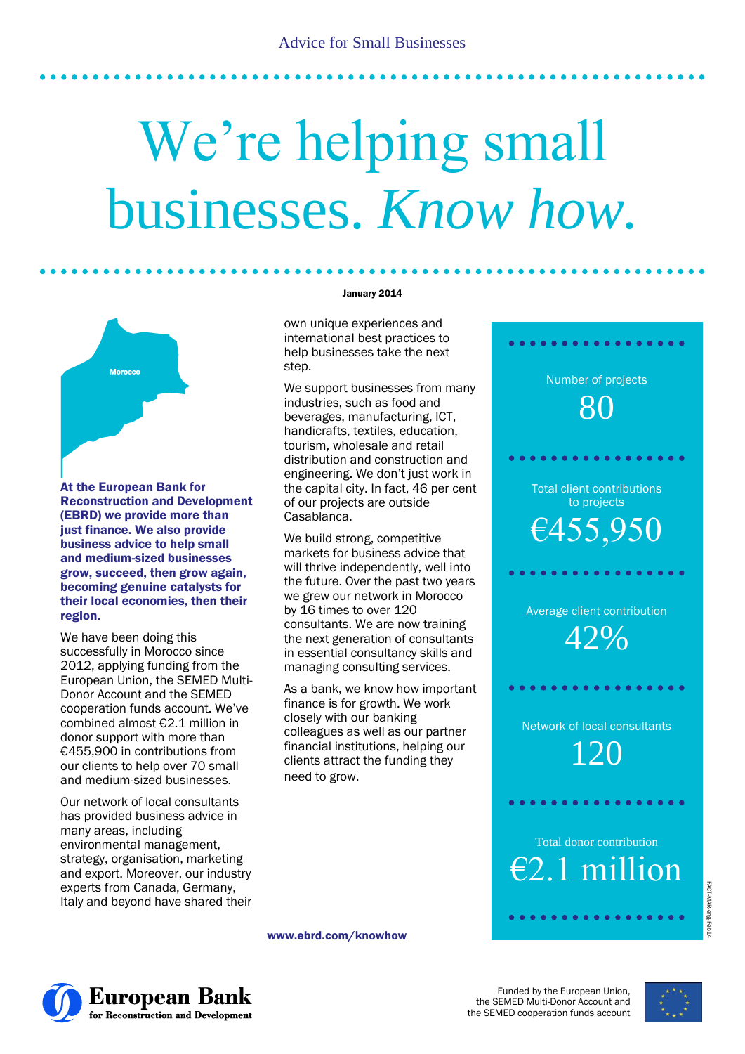Advice for Small Businesses

# We're helping small businesses. *Know how*.

January 2014

Morocco

**At the European Bank for Reconstruction and Development (EBRD) we provide more than just finance. We also provide business advice to help small and medium-sized businesses grow, succeed, then grow again, becoming genuine catalysts for their local economies, then their region.**

We have been doing this successfully in Morocco since 2012, applying funding from the European Union, the SEMED Multi-Donor Account and the SEMED cooperation funds account. We've combined almost €2.1 million in donor support with more than €455,900 in contributions from our clients to help over 70 small and medium-sized businesses.

Our network of local consultants has provided business advice in many areas, including environmental management, strategy, organisation, marketing and export. Moreover, our industry experts from Canada, Germany, Italy and beyond have shared their own unique experiences and international best practices to help businesses take the next step.

We support businesses from many industries, such as food and beverages, manufacturing, ICT, handicrafts, textiles, education, tourism, wholesale and retail distribution and construction and engineering. We don't just work in the capital city. In fact, 46 per cent of our projects are outside Casablanca.

We build strong, competitive markets for business advice that will thrive independently, well into the future. Over the past two years we grew our network in Morocco by 16 times to over 120 consultants. We are now training the next generation of consultants in essential consultancy skills and managing consulting services.

As a bank, we know how important finance is for growth. We work closely with our banking colleagues as well as our partner financial institutions, helping our clients attract the funding they need to grow.

www.ebrd.com/knowhow

Number of projects
80

Total client contributions to projects
€455,950

Average client contribution
42%

Network of local consultants
120

Total donor contribution
€2.1 million

FACT-MAR-eng-Feb14

European Bank for Reconstruction and Development

Funded by the European Union, the SEMED Multi-Donor Account and the SEMED cooperation funds account